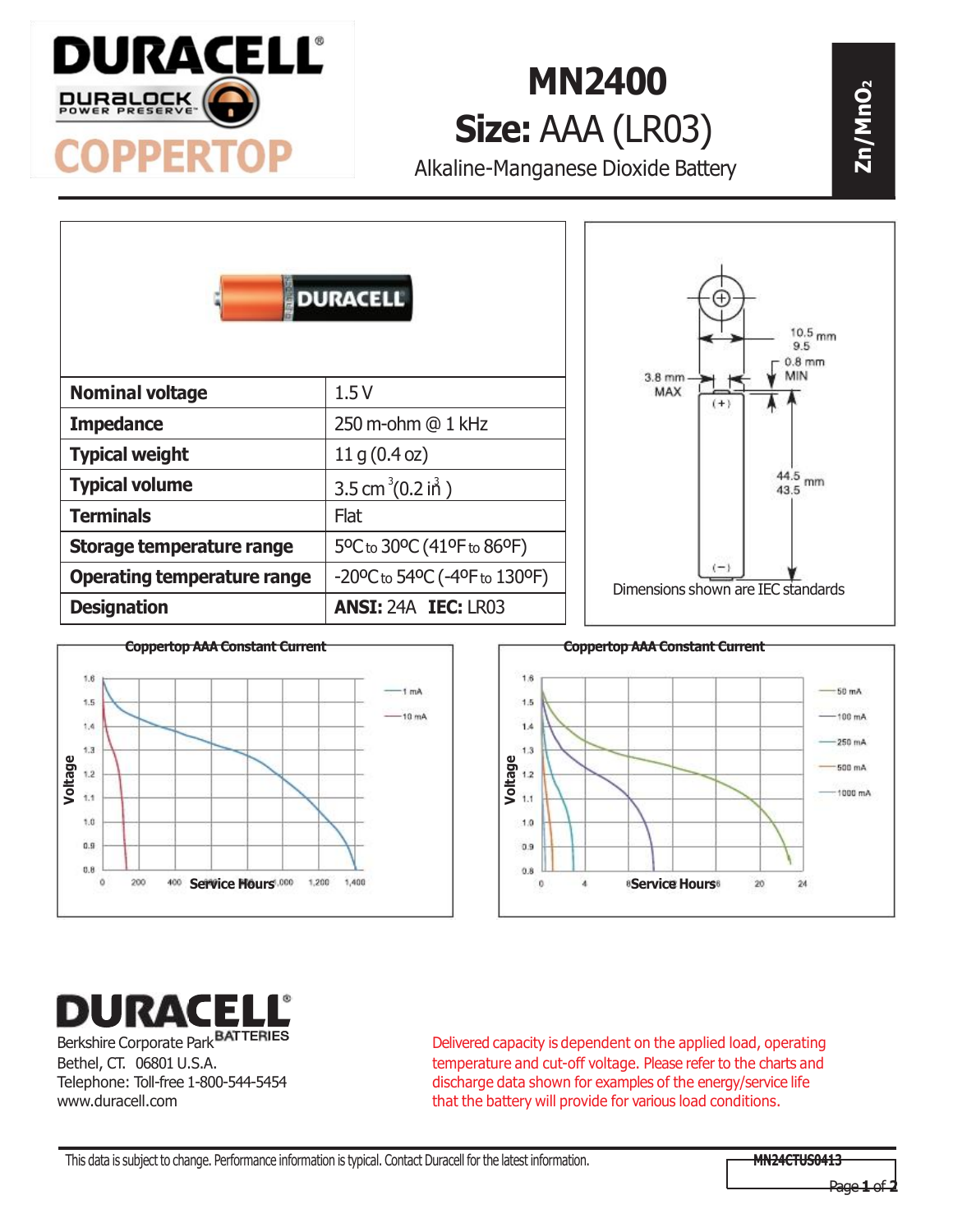# DURACELL

DURALOCK POWER PRESERVE™

COPPERTOP

# MN2400

## Size: AAA (LR03)

Alkaline-Manganese Dioxide Battery

$Zn/MnO_2$

| Nominal voltage | 1.5 V |
|---|---|
| Impedance | 250 m-ohm @ 1 kHz |
| Typical weight | 11 g (0.4 oz) |
| Typical volume | 3.5 cm$^3$ (0.2 in$^3$) |
| Terminals | Flat |
| Storage temperature range | 5ºC to 30ºC (41ºF to 86ºF) |
| Operating temperature range | -20ºC to 54ºC (-4ºF to 130ºF) |
| Designation | **ANSI:** 24A **IEC:** LR03 |

10.5 mm / 9.5

0.8 mm MIN

3.8 mm MAX

44.5 / 43.5 mm

Dimensions shown are IEC standards

**Coppertop AAA Constant Current** (Voltage vs. Service Hours: 1 mA, 10 mA)

**Coppertop AAA Constant Current** (Voltage vs. Service Hours: 50 mA, 100 mA, 250 mA, 500 mA, 1000 mA)

DURACELL BATTERIES

Berkshire Corporate Park
Bethel, CT. 06801 U.S.A.
Telephone: Toll-free 1-800-544-5454
www.duracell.com

Delivered capacity is dependent on the applied load, operating temperature and cut-off voltage. Please refer to the charts and discharge data shown for examples of the energy/service life that the battery will provide for various load conditions.

This data is subject to change. Performance information is typical. Contact Duracell for the latest information.

MN24CTUS0413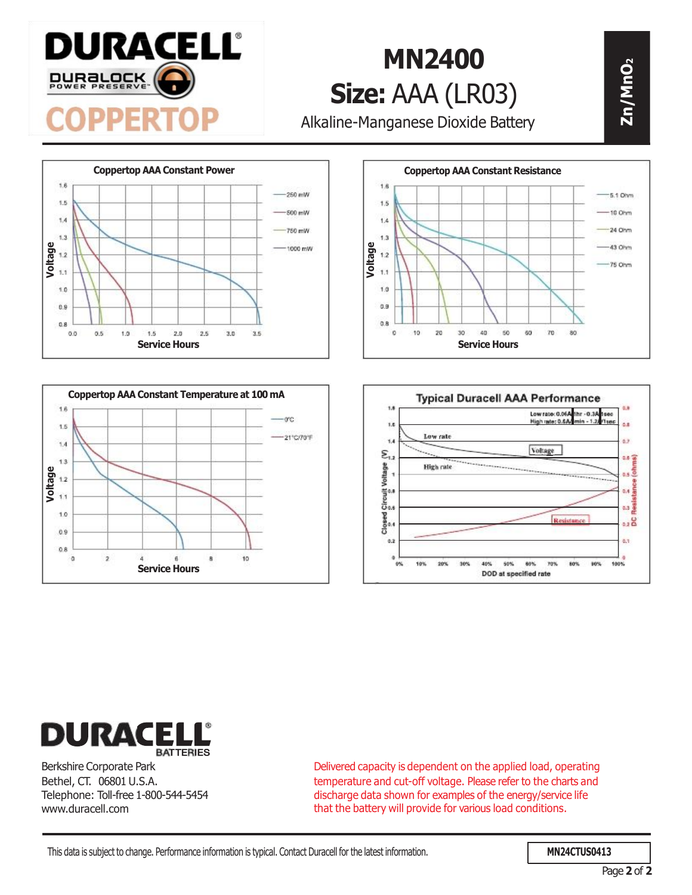DURACELL

DURALOCK POWER PRESERVE™

COPPERTOP

# MN2400

## Size: AAA (LR03)

Alkaline-Manganese Dioxide Battery

$Zn/MnO_2$

**Coppertop AAA Constant Power**

Voltage

1.6 1.5 1.4 1.3 1.2 1.1 1.0 0.9 0.8

0.0 0.5 1.0 1.5 2.0 2.5 3.0 3.5

Service Hours

250 mW
500 mW
750 mW
1000 mW

**Coppertop AAA Constant Resistance**

Voltage

1.6 1.5 1.4 1.3 1.2 1.1 1.0 0.9 0.8

0 10 20 30 40 50 60 70 80

Service Hours

5.1 Ohm
10 Ohm
24 Ohm
43 Ohm
75 Ohm

**Coppertop AAA Constant Temperature at 100 mA**

Voltage

1.6 1.5 1.4 1.3 1.2 1.1 1.0 0.9 0.8

0 2 4 6 8 10

Service Hours

0°C
21°C/70°F

**Typical Duracell AAA Performance**

Closed Circuit Voltage (V)

1.8 1.6 1.4 1.2 1 0.8 0.6 0.4 0.2 0

DC Resistance (ohms)

0.9 0.8 0.7 0.6 0.5 0.4 0.3 0.2 0.1 0

0% 10% 20% 30% 40% 50% 60% 70% 80% 90% 100%

DOD at specified rate

Low rate: 0.06A 1hr - 0.3A 1sec
High rate: 0.6A 1min - 1.2A 1sec

Low rate
High rate
Voltage
Resistance

DURACELL BATTERIES

Berkshire Corporate Park
Bethel, CT. 06801 U.S.A.
Telephone: Toll-free 1-800-544-5454
www.duracell.com

Delivered capacity is dependent on the applied load, operating temperature and cut-off voltage. Please refer to the charts and discharge data shown for examples of the energy/service life that the battery will provide for various load conditions.

This data is subject to change. Performance information is typical. Contact Duracell for the latest information.

MN24CTUS0413